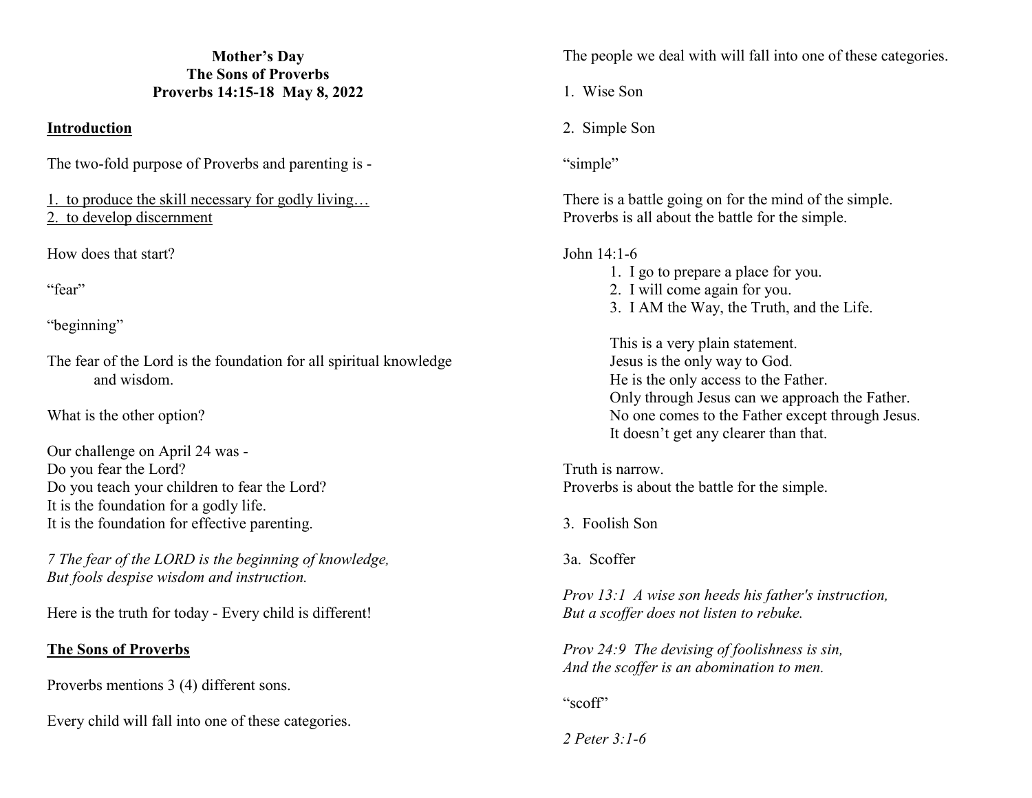**Mother's Day**
**The Sons of Proverbs**
**Proverbs 14:15-18 May 8, 2022**

## Introduction

The two-fold purpose of Proverbs and parenting is -

1. to produce the skill necessary for godly living…
2. to develop discernment

How does that start?

"fear"

"beginning"

The fear of the Lord is the foundation for all spiritual knowledge and wisdom.

What is the other option?

Our challenge on April 24 was -
Do you fear the Lord?
Do you teach your children to fear the Lord?
It is the foundation for a godly life.
It is the foundation for effective parenting.

*7 The fear of the LORD is the beginning of knowledge,*
*But fools despise wisdom and instruction.*

Here is the truth for today - Every child is different!

## The Sons of Proverbs

Proverbs mentions 3 (4) different sons.

Every child will fall into one of these categories.

The people we deal with will fall into one of these categories.

1. Wise Son

2. Simple Son

"simple"

There is a battle going on for the mind of the simple.
Proverbs is all about the battle for the simple.

John 14:1-6

1. I go to prepare a place for you.
2. I will come again for you.
3. I AM the Way, the Truth, and the Life.

This is a very plain statement.
Jesus is the only way to God.
He is the only access to the Father.
Only through Jesus can we approach the Father.
No one comes to the Father except through Jesus.
It doesn't get any clearer than that.

Truth is narrow.
Proverbs is about the battle for the simple.

3. Foolish Son

3a. Scoffer

*Prov 13:1 A wise son heeds his father's instruction,*
*But a scoffer does not listen to rebuke.*

*Prov 24:9 The devising of foolishness is sin,*
*And the scoffer is an abomination to men.*

"scoff"

*2 Peter 3:1-6*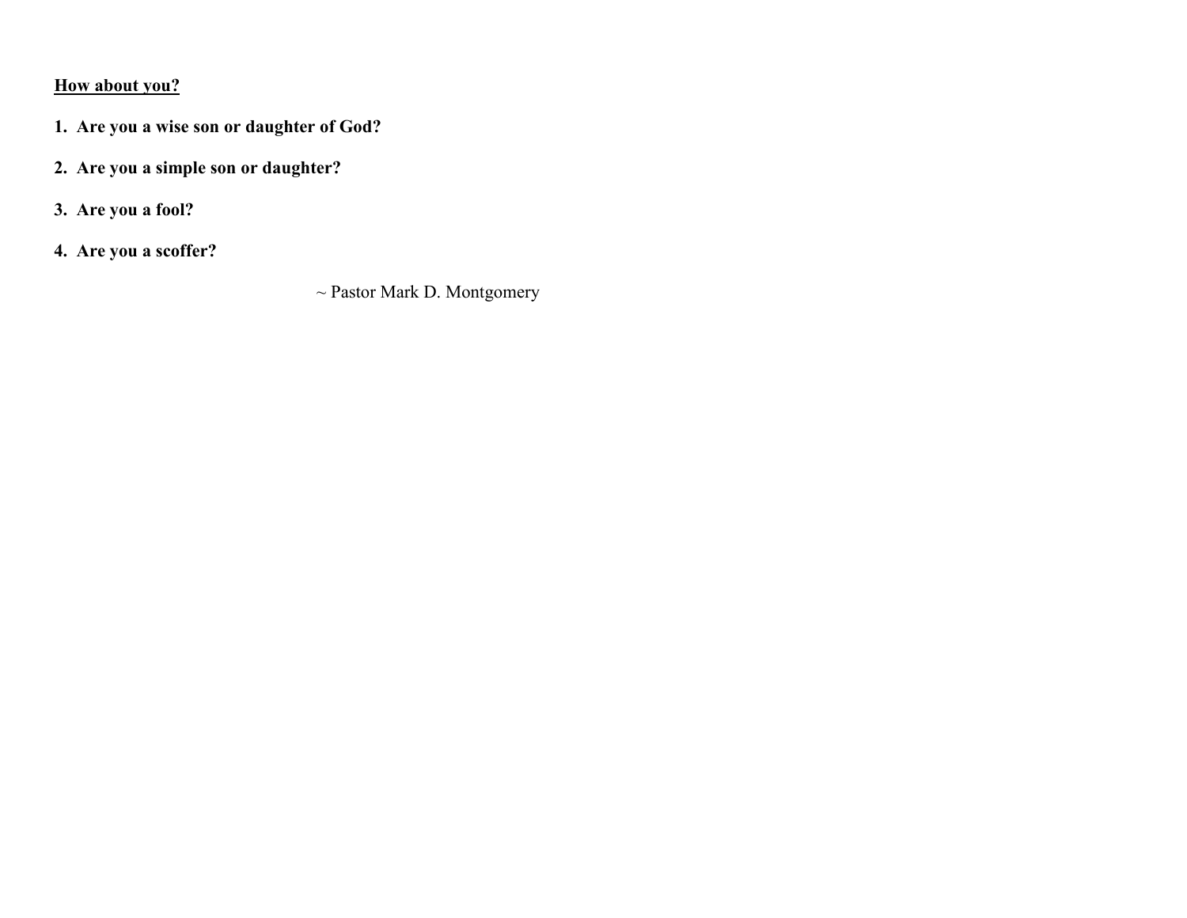**<u>How about you?</u>**

1. **Are you a wise son or daughter of God?**
2. **Are you a simple son or daughter?**
3. **Are you a fool?**
4. **Are you a scoffer?**

~ Pastor Mark D. Montgomery